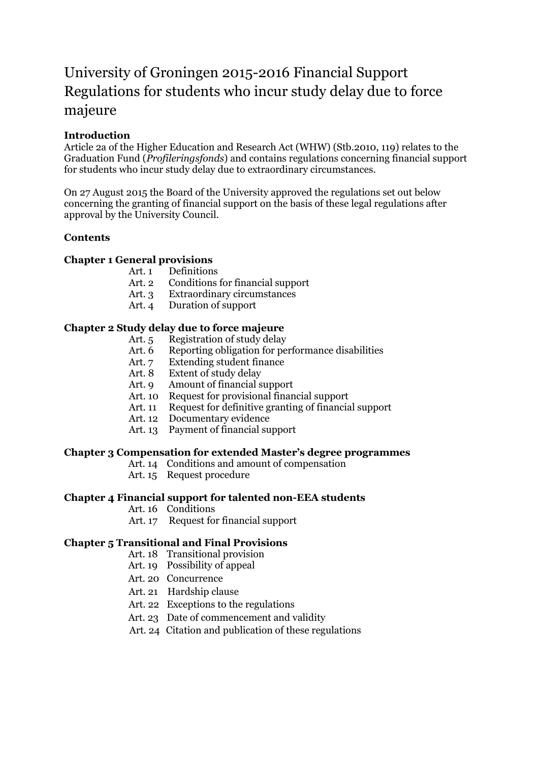# University of Groningen 2015-2016 Financial Support Regulations for students who incur study delay due to force majeure

**Introduction**

Article 2a of the Higher Education and Research Act (WHW) (Stb.2010, 119) relates to the Graduation Fund (*Profileringsfonds*) and contains regulations concerning financial support for students who incur study delay due to extraordinary circumstances.

On 27 August 2015 the Board of the University approved the regulations set out below concerning the granting of financial support on the basis of these legal regulations after approval by the University Council.

**Contents**

**Chapter 1 General provisions**

- Art. 1 Definitions
- Art. 2 Conditions for financial support
- Art. 3 Extraordinary circumstances
- Art. 4 Duration of support

**Chapter 2 Study delay due to force majeure**

- Art. 5 Registration of study delay
- Art. 6 Reporting obligation for performance disabilities
- Art. 7 Extending student finance
- Art. 8 Extent of study delay
- Art. 9 Amount of financial support
- Art. 10 Request for provisional financial support
- Art. 11 Request for definitive granting of financial support
- Art. 12 Documentary evidence
- Art. 13 Payment of financial support

**Chapter 3 Compensation for extended Master's degree programmes**

- Art. 14 Conditions and amount of compensation
- Art. 15 Request procedure

**Chapter 4 Financial support for talented non-EEA students**

- Art. 16 Conditions
- Art. 17 Request for financial support

**Chapter 5 Transitional and Final Provisions**

- Art. 18 Transitional provision
- Art. 19 Possibility of appeal
- Art. 20 Concurrence
- Art. 21 Hardship clause
- Art. 22 Exceptions to the regulations
- Art. 23 Date of commencement and validity
- Art. 24 Citation and publication of these regulations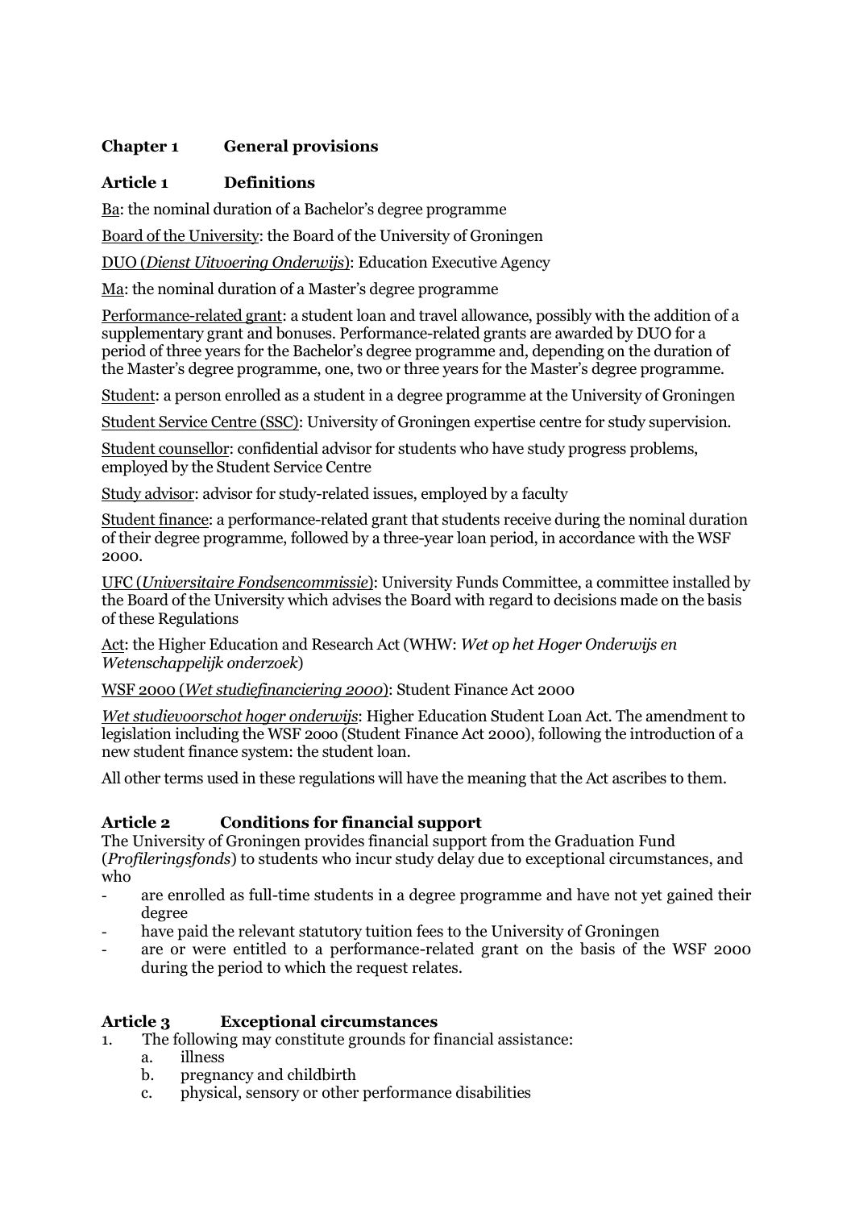## Chapter 1 General provisions

### Article 1 Definitions

Ba: the nominal duration of a Bachelor's degree programme

Board of the University: the Board of the University of Groningen

DUO (*Dienst Uitvoering Onderwijs*): Education Executive Agency

Ma: the nominal duration of a Master's degree programme

Performance-related grant: a student loan and travel allowance, possibly with the addition of a supplementary grant and bonuses. Performance-related grants are awarded by DUO for a period of three years for the Bachelor's degree programme and, depending on the duration of the Master's degree programme, one, two or three years for the Master's degree programme.

Student: a person enrolled as a student in a degree programme at the University of Groningen

Student Service Centre (SSC): University of Groningen expertise centre for study supervision.

Student counsellor: confidential advisor for students who have study progress problems, employed by the Student Service Centre

Study advisor: advisor for study-related issues, employed by a faculty

Student finance: a performance-related grant that students receive during the nominal duration of their degree programme, followed by a three-year loan period, in accordance with the WSF 2000.

UFC (*Universitaire Fondsencommissie*): University Funds Committee, a committee installed by the Board of the University which advises the Board with regard to decisions made on the basis of these Regulations

Act: the Higher Education and Research Act (WHW: *Wet op het Hoger Onderwijs en Wetenschappelijk onderzoek*)

WSF 2000 (*Wet studiefinanciering 2000*): Student Finance Act 2000

*Wet studievoorschot hoger onderwijs*: Higher Education Student Loan Act. The amendment to legislation including the WSF 2000 (Student Finance Act 2000), following the introduction of a new student finance system: the student loan.

All other terms used in these regulations will have the meaning that the Act ascribes to them.

### Article 2 Conditions for financial support

The University of Groningen provides financial support from the Graduation Fund (*Profileringsfonds*) to students who incur study delay due to exceptional circumstances, and who

- are enrolled as full-time students in a degree programme and have not yet gained their degree
- have paid the relevant statutory tuition fees to the University of Groningen
- are or were entitled to a performance-related grant on the basis of the WSF 2000 during the period to which the request relates.

### Article 3 Exceptional circumstances

1. The following may constitute grounds for financial assistance:
   a. illness
   b. pregnancy and childbirth
   c. physical, sensory or other performance disabilities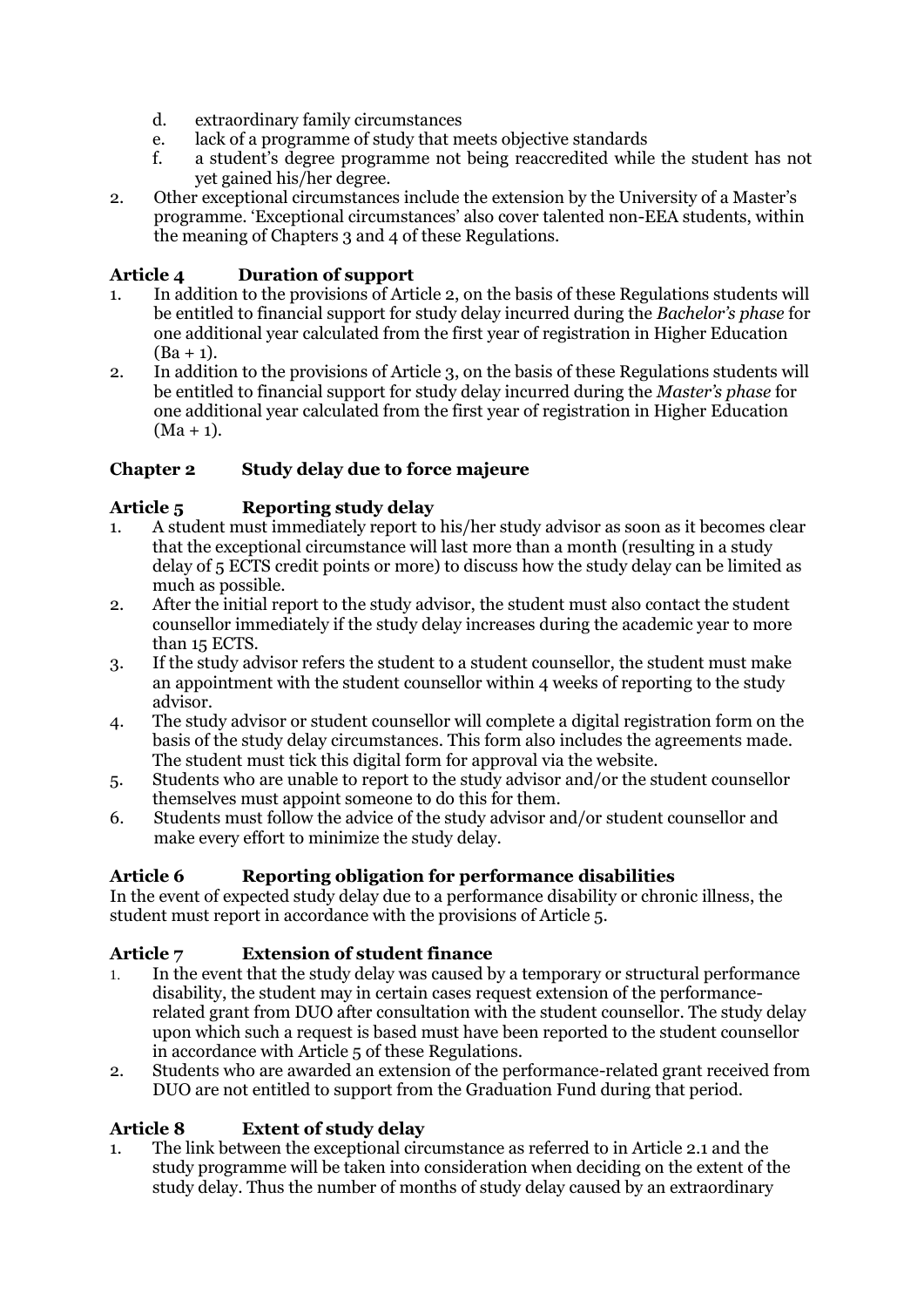d. extraordinary family circumstances
e. lack of a programme of study that meets objective standards
f. a student's degree programme not being reaccredited while the student has not yet gained his/her degree.

2. Other exceptional circumstances include the extension by the University of a Master's programme. 'Exceptional circumstances' also cover talented non-EEA students, within the meaning of Chapters 3 and 4 of these Regulations.

### Article 4 Duration of support

1. In addition to the provisions of Article 2, on the basis of these Regulations students will be entitled to financial support for study delay incurred during the *Bachelor's phase* for one additional year calculated from the first year of registration in Higher Education (Ba + 1).
2. In addition to the provisions of Article 3, on the basis of these Regulations students will be entitled to financial support for study delay incurred during the *Master's phase* for one additional year calculated from the first year of registration in Higher Education (Ma + 1).

## Chapter 2 Study delay due to force majeure

### Article 5 Reporting study delay

1. A student must immediately report to his/her study advisor as soon as it becomes clear that the exceptional circumstance will last more than a month (resulting in a study delay of 5 ECTS credit points or more) to discuss how the study delay can be limited as much as possible.
2. After the initial report to the study advisor, the student must also contact the student counsellor immediately if the study delay increases during the academic year to more than 15 ECTS.
3. If the study advisor refers the student to a student counsellor, the student must make an appointment with the student counsellor within 4 weeks of reporting to the study advisor.
4. The study advisor or student counsellor will complete a digital registration form on the basis of the study delay circumstances. This form also includes the agreements made. The student must tick this digital form for approval via the website.
5. Students who are unable to report to the study advisor and/or the student counsellor themselves must appoint someone to do this for them.
6. Students must follow the advice of the study advisor and/or student counsellor and make every effort to minimize the study delay.

### Article 6 Reporting obligation for performance disabilities

In the event of expected study delay due to a performance disability or chronic illness, the student must report in accordance with the provisions of Article 5.

### Article 7 Extension of student finance

1. In the event that the study delay was caused by a temporary or structural performance disability, the student may in certain cases request extension of the performance-related grant from DUO after consultation with the student counsellor. The study delay upon which such a request is based must have been reported to the student counsellor in accordance with Article 5 of these Regulations.
2. Students who are awarded an extension of the performance-related grant received from DUO are not entitled to support from the Graduation Fund during that period.

### Article 8 Extent of study delay

1. The link between the exceptional circumstance as referred to in Article 2.1 and the study programme will be taken into consideration when deciding on the extent of the study delay. Thus the number of months of study delay caused by an extraordinary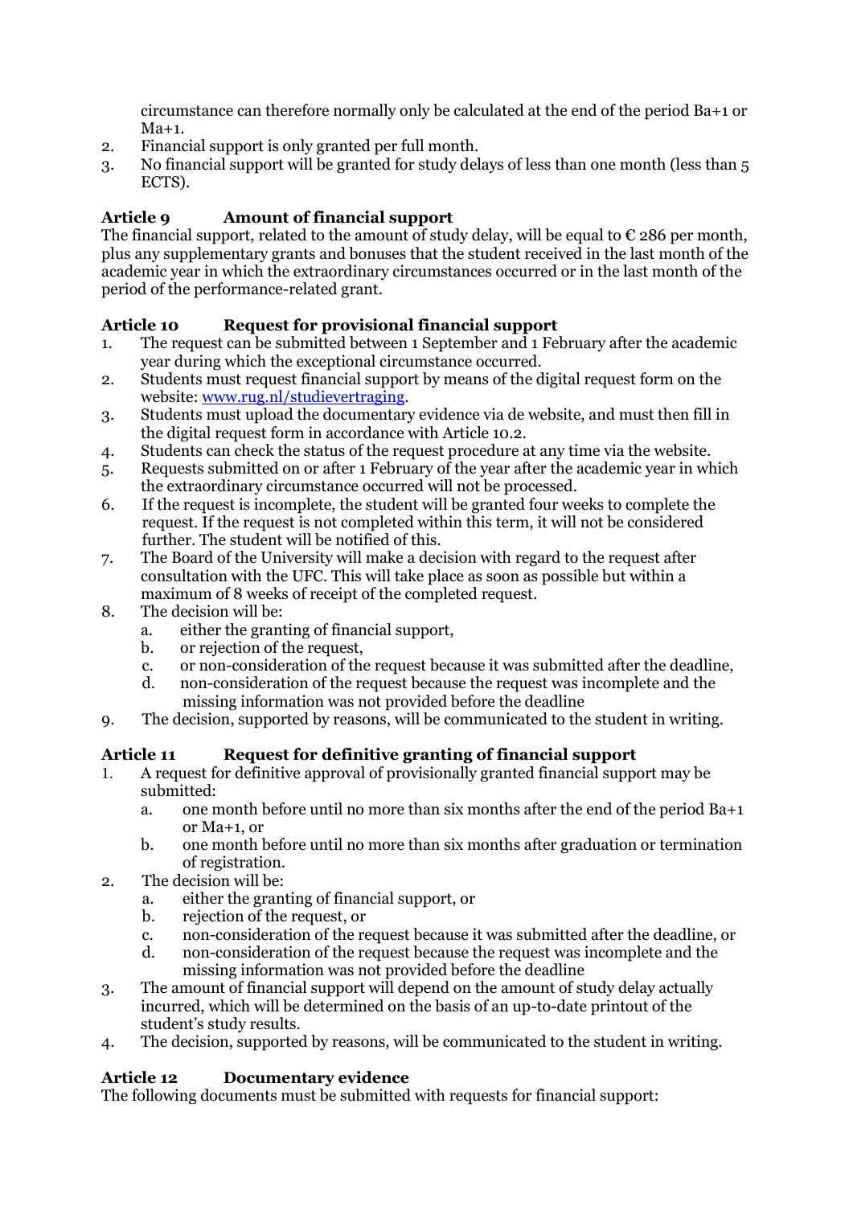circumstance can therefore normally only be calculated at the end of the period Ba+1 or Ma+1.

2. Financial support is only granted per full month.
3. No financial support will be granted for study delays of less than one month (less than 5 ECTS).

### Article 9 Amount of financial support

The financial support, related to the amount of study delay, will be equal to € 286 per month, plus any supplementary grants and bonuses that the student received in the last month of the academic year in which the extraordinary circumstances occurred or in the last month of the period of the performance-related grant.

### Article 10 Request for provisional financial support

1. The request can be submitted between 1 September and 1 February after the academic year during which the exceptional circumstance occurred.
2. Students must request financial support by means of the digital request form on the website: [www.rug.nl/studievertraging](http://www.rug.nl/studievertraging).
3. Students must upload the documentary evidence via de website, and must then fill in the digital request form in accordance with Article 10.2.
4. Students can check the status of the request procedure at any time via the website.
5. Requests submitted on or after 1 February of the year after the academic year in which the extraordinary circumstance occurred will not be processed.
6. If the request is incomplete, the student will be granted four weeks to complete the request. If the request is not completed within this term, it will not be considered further. The student will be notified of this.
7. The Board of the University will make a decision with regard to the request after consultation with the UFC. This will take place as soon as possible but within a maximum of 8 weeks of receipt of the completed request.
8. The decision will be:
   a. either the granting of financial support,
   b. or rejection of the request,
   c. or non-consideration of the request because it was submitted after the deadline,
   d. non-consideration of the request because the request was incomplete and the missing information was not provided before the deadline
9. The decision, supported by reasons, will be communicated to the student in writing.

### Article 11 Request for definitive granting of financial support

1. A request for definitive approval of provisionally granted financial support may be submitted:
   a. one month before until no more than six months after the end of the period Ba+1 or Ma+1, or
   b. one month before until no more than six months after graduation or termination of registration.
2. The decision will be:
   a. either the granting of financial support, or
   b. rejection of the request, or
   c. non-consideration of the request because it was submitted after the deadline, or
   d. non-consideration of the request because the request was incomplete and the missing information was not provided before the deadline
3. The amount of financial support will depend on the amount of study delay actually incurred, which will be determined on the basis of an up-to-date printout of the student's study results.
4. The decision, supported by reasons, will be communicated to the student in writing.

### Article 12 Documentary evidence

The following documents must be submitted with requests for financial support: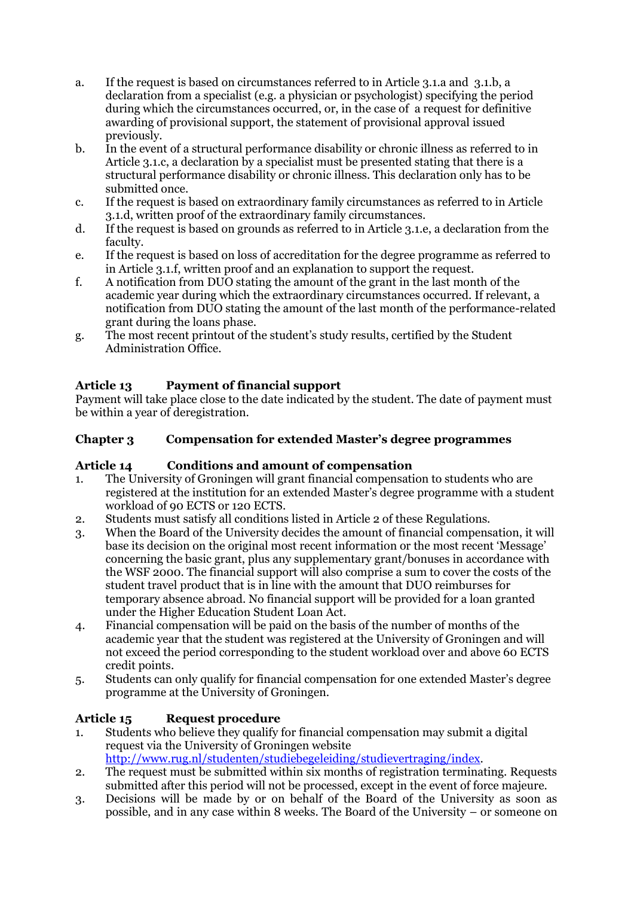a. If the request is based on circumstances referred to in Article 3.1.a and 3.1.b, a declaration from a specialist (e.g. a physician or psychologist) specifying the period during which the circumstances occurred, or, in the case of a request for definitive awarding of provisional support, the statement of provisional approval issued previously.
b. In the event of a structural performance disability or chronic illness as referred to in Article 3.1.c, a declaration by a specialist must be presented stating that there is a structural performance disability or chronic illness. This declaration only has to be submitted once.
c. If the request is based on extraordinary family circumstances as referred to in Article 3.1.d, written proof of the extraordinary family circumstances.
d. If the request is based on grounds as referred to in Article 3.1.e, a declaration from the faculty.
e. If the request is based on loss of accreditation for the degree programme as referred to in Article 3.1.f, written proof and an explanation to support the request.
f. A notification from DUO stating the amount of the grant in the last month of the academic year during which the extraordinary circumstances occurred. If relevant, a notification from DUO stating the amount of the last month of the performance-related grant during the loans phase.
g. The most recent printout of the student's study results, certified by the Student Administration Office.

### Article 13 Payment of financial support

Payment will take place close to the date indicated by the student. The date of payment must be within a year of deregistration.

## Chapter 3 Compensation for extended Master's degree programmes

### Article 14 Conditions and amount of compensation

1. The University of Groningen will grant financial compensation to students who are registered at the institution for an extended Master's degree programme with a student workload of 90 ECTS or 120 ECTS.
2. Students must satisfy all conditions listed in Article 2 of these Regulations.
3. When the Board of the University decides the amount of financial compensation, it will base its decision on the original most recent information or the most recent 'Message' concerning the basic grant, plus any supplementary grant/bonuses in accordance with the WSF 2000. The financial support will also comprise a sum to cover the costs of the student travel product that is in line with the amount that DUO reimburses for temporary absence abroad. No financial support will be provided for a loan granted under the Higher Education Student Loan Act.
4. Financial compensation will be paid on the basis of the number of months of the academic year that the student was registered at the University of Groningen and will not exceed the period corresponding to the student workload over and above 60 ECTS credit points.
5. Students can only qualify for financial compensation for one extended Master's degree programme at the University of Groningen.

### Article 15 Request procedure

1. Students who believe they qualify for financial compensation may submit a digital request via the University of Groningen website http://www.rug.nl/studenten/studiebegeleiding/studievertraging/index.
2. The request must be submitted within six months of registration terminating. Requests submitted after this period will not be processed, except in the event of force majeure.
3. Decisions will be made by or on behalf of the Board of the University as soon as possible, and in any case within 8 weeks. The Board of the University – or someone on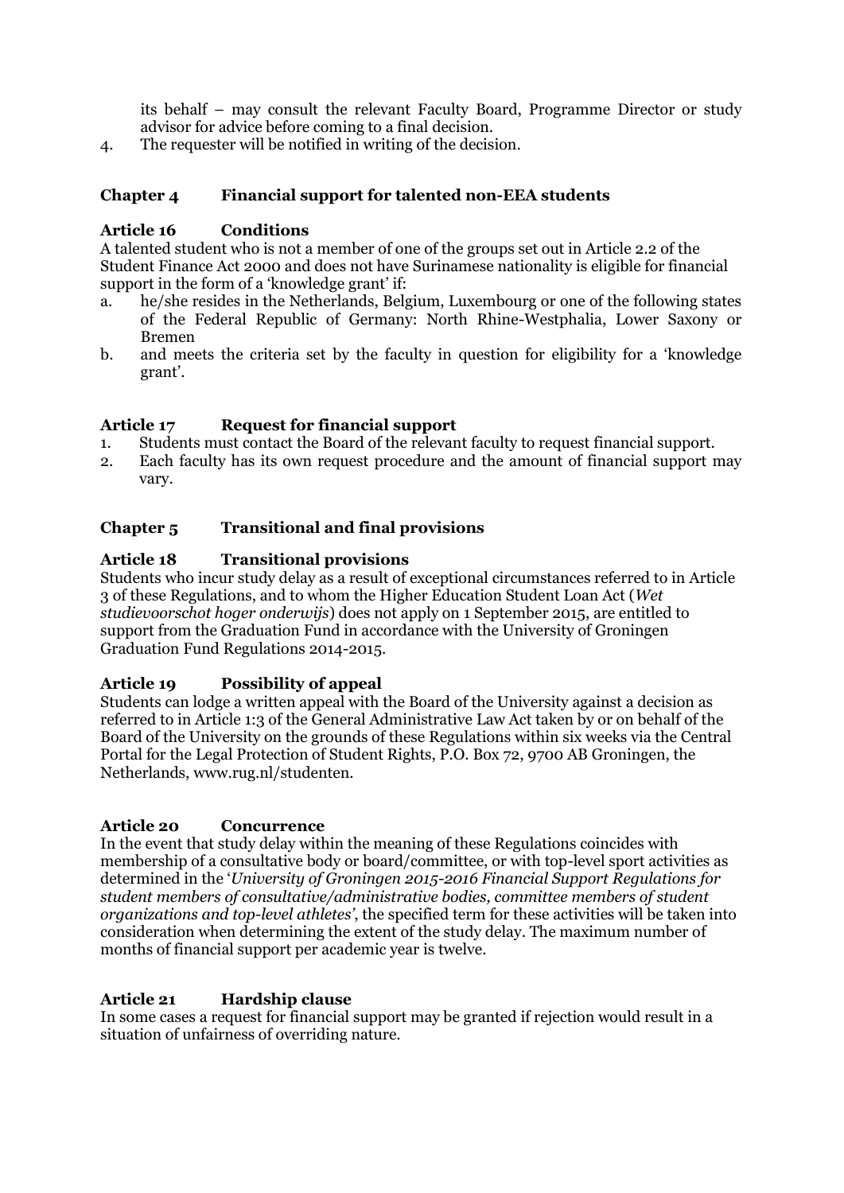its behalf – may consult the relevant Faculty Board, Programme Director or study advisor for advice before coming to a final decision.

4. The requester will be notified in writing of the decision.

## Chapter 4 Financial support for talented non-EEA students

### Article 16 Conditions

A talented student who is not a member of one of the groups set out in Article 2.2 of the Student Finance Act 2000 and does not have Surinamese nationality is eligible for financial support in the form of a 'knowledge grant' if:

a. he/she resides in the Netherlands, Belgium, Luxembourg or one of the following states of the Federal Republic of Germany: North Rhine-Westphalia, Lower Saxony or Bremen

b. and meets the criteria set by the faculty in question for eligibility for a 'knowledge grant'.

### Article 17 Request for financial support

1. Students must contact the Board of the relevant faculty to request financial support.
2. Each faculty has its own request procedure and the amount of financial support may vary.

## Chapter 5 Transitional and final provisions

### Article 18 Transitional provisions

Students who incur study delay as a result of exceptional circumstances referred to in Article 3 of these Regulations, and to whom the Higher Education Student Loan Act (*Wet studievoorschot hoger onderwijs*) does not apply on 1 September 2015, are entitled to support from the Graduation Fund in accordance with the University of Groningen Graduation Fund Regulations 2014-2015.

### Article 19 Possibility of appeal

Students can lodge a written appeal with the Board of the University against a decision as referred to in Article 1:3 of the General Administrative Law Act taken by or on behalf of the Board of the University on the grounds of these Regulations within six weeks via the Central Portal for the Legal Protection of Student Rights, P.O. Box 72, 9700 AB Groningen, the Netherlands, www.rug.nl/studenten.

### Article 20 Concurrence

In the event that study delay within the meaning of these Regulations coincides with membership of a consultative body or board/committee, or with top-level sport activities as determined in the '*University of Groningen 2015-2016 Financial Support Regulations for student members of consultative/administrative bodies, committee members of student organizations and top-level athletes'*, the specified term for these activities will be taken into consideration when determining the extent of the study delay. The maximum number of months of financial support per academic year is twelve.

### Article 21 Hardship clause

In some cases a request for financial support may be granted if rejection would result in a situation of unfairness of overriding nature.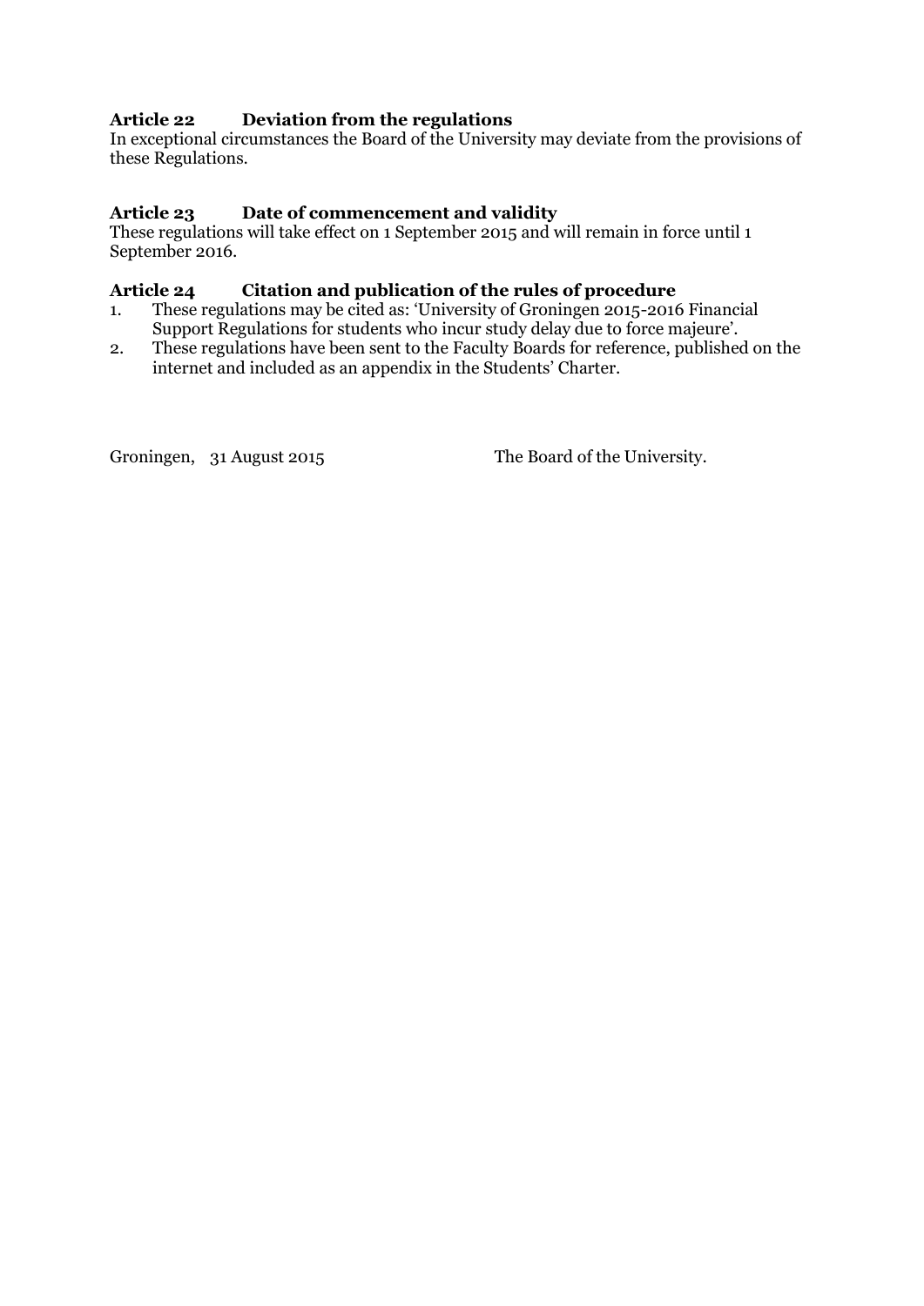### Article 22 Deviation from the regulations

In exceptional circumstances the Board of the University may deviate from the provisions of these Regulations.

### Article 23 Date of commencement and validity

These regulations will take effect on 1 September 2015 and will remain in force until 1 September 2016.

### Article 24 Citation and publication of the rules of procedure

1. These regulations may be cited as: 'University of Groningen 2015-2016 Financial Support Regulations for students who incur study delay due to force majeure'.
2. These regulations have been sent to the Faculty Boards for reference, published on the internet and included as an appendix in the Students' Charter.

Groningen, 31 August 2015 The Board of the University.